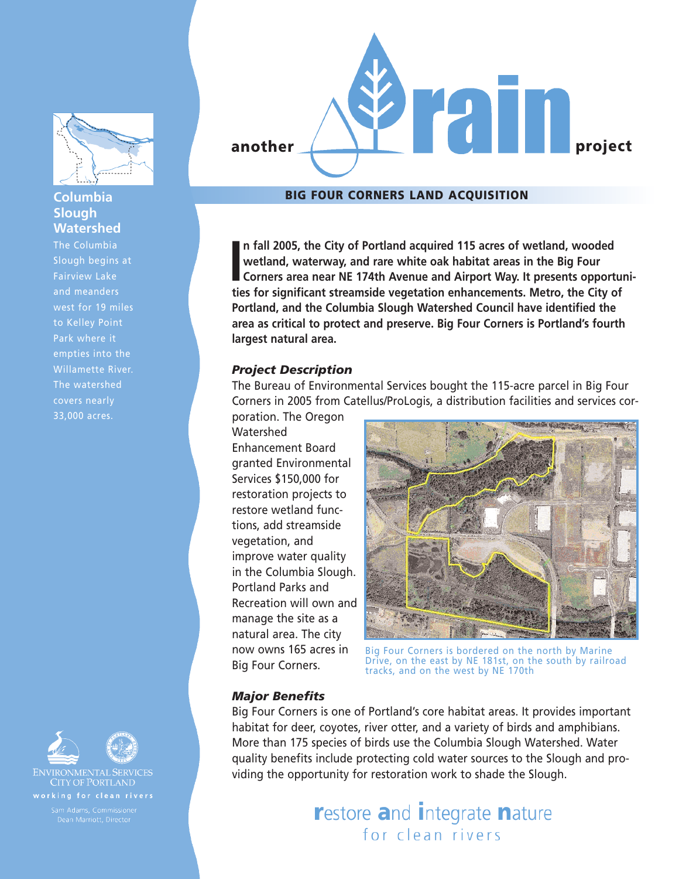another **rain** project

## BIG FOUR CORNERS LAND ACQUISITION

**In fall 2005, the City of Portland acquired 115 acres of wetland, wooded wetland, waterway, and rare white oak habitat areas in the Big Four Corners area near NE 174th Avenue and Airport Way. It presents opportunities for significant streamside vegetation enhancements. Metro, the City of Portland, and the Columbia Slough Watershed Council have identified the area as critical to protect and preserve. Big Four Corners is Portland's fourth largest natural area.**

### *Project Description*

The Bureau of Environmental Services bought the 115-acre parcel in Big Four Corners in 2005 from Catellus/ProLogis, a distribution facilities and services corporation. The Oregon Watershed Enhancement Board granted Environmental Services $150,000 for restoration projects to restore wetland functions, add streamside vegetation, and improve water quality in the Columbia Slough. Portland Parks and Recreation will own and manage the site as a natural area. The city now owns 165 acres in Big Four Corners.

Big Four Corners is bordered on the north by Marine Drive, on the east by NE 181st, on the south by railroad tracks, and on the west by NE 170th

### *Major Benefits*

Big Four Corners is one of Portland's core habitat areas. It provides important habitat for deer, coyotes, river otter, and a variety of birds and amphibians. More than 175 species of birds use the Columbia Slough Watershed. Water quality benefits include protecting cold water sources to the Slough and providing the opportunity for restoration work to shade the Slough.

### Columbia Slough Watershed

The Columbia Slough begins at Fairview Lake and meanders west for 19 miles to Kelley Point Park where it empties into the Willamette River. The watershed covers nearly 33,000 acres.

ENVIRONMENTAL SERVICES
CITY OF PORTLAND
working for clean rivers

Sam Adams, Commissioner
Dean Marriott, Director

**r**estore **a**nd **i**ntegrate **n**ature
for clean rivers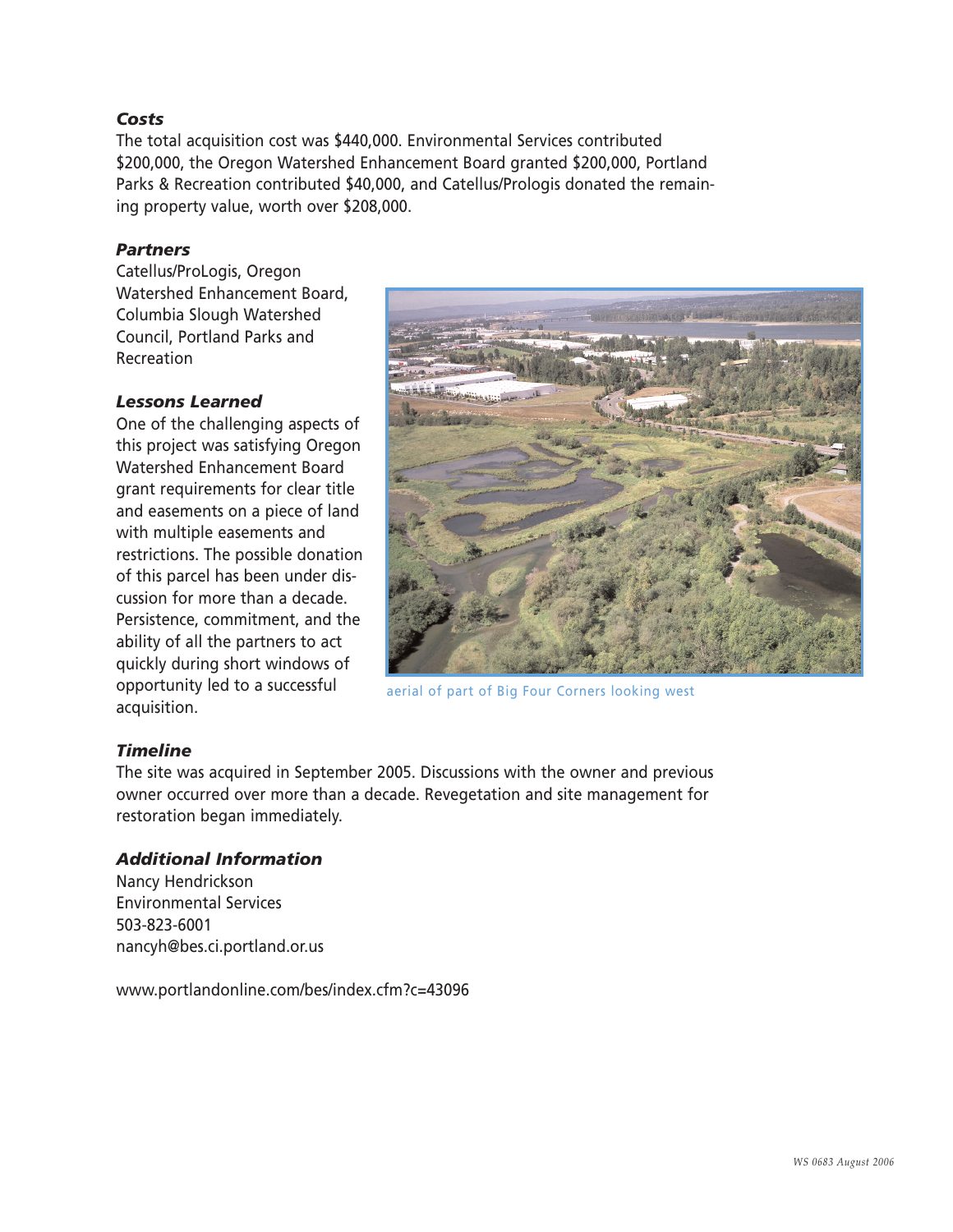### *Costs*

The total acquisition cost was $440,000. Environmental Services contributed $200,000, the Oregon Watershed Enhancement Board granted $200,000, Portland Parks & Recreation contributed $40,000, and Catellus/Prologis donated the remaining property value, worth over $208,000.

### *Partners*

Catellus/ProLogis, Oregon Watershed Enhancement Board, Columbia Slough Watershed Council, Portland Parks and Recreation

### *Lessons Learned*

One of the challenging aspects of this project was satisfying Oregon Watershed Enhancement Board grant requirements for clear title and easements on a piece of land with multiple easements and restrictions. The possible donation of this parcel has been under discussion for more than a decade. Persistence, commitment, and the ability of all the partners to act quickly during short windows of opportunity led to a successful acquisition.

aerial of part of Big Four Corners looking west

### *Timeline*

The site was acquired in September 2005. Discussions with the owner and previous owner occurred over more than a decade. Revegetation and site management for restoration began immediately.

### *Additional Information*

Nancy Hendrickson
Environmental Services
503-823-6001
nancyh@bes.ci.portland.or.us

www.portlandonline.com/bes/index.cfm?c=43096

*WS 0683 August 2006*